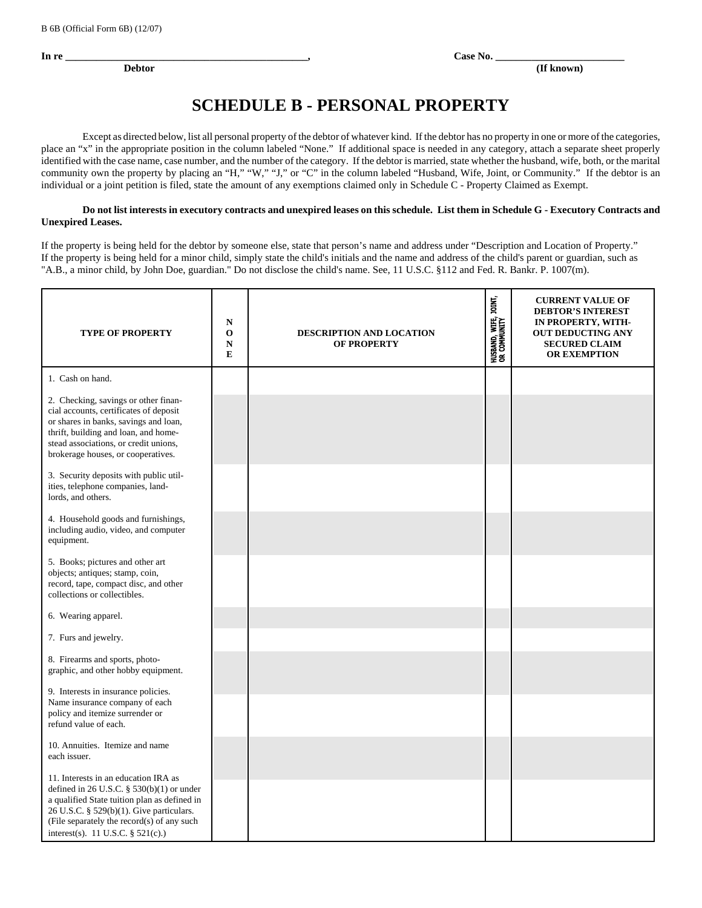B 6B (Official Form 6B) (12/07)

**In re \_\_\_\_\_\_\_\_\_\_\_\_\_\_\_\_\_\_\_\_\_\_\_\_\_\_\_\_\_\_\_\_\_\_\_\_\_\_\_\_\_\_\_\_\_\_\_\_,** **Case No. \_\_\_\_\_\_\_\_\_\_\_\_\_\_\_\_\_\_\_\_\_\_\_\_\_\_**

**Debtor** **(If known)**

# SCHEDULE B - PERSONAL PROPERTY

Except as directed below, list all personal property of the debtor of whatever kind. If the debtor has no property in one or more of the categories, place an "x" in the appropriate position in the column labeled "None." If additional space is needed in any category, attach a separate sheet properly identified with the case name, case number, and the number of the category. If the debtor is married, state whether the husband, wife, both, or the marital community own the property by placing an "H," "W," "J," or "C" in the column labeled "Husband, Wife, Joint, or Community." If the debtor is an individual or a joint petition is filed, state the amount of any exemptions claimed only in Schedule C - Property Claimed as Exempt.

**Do not list interests in executory contracts and unexpired leases on this schedule. List them in Schedule G - Executory Contracts and Unexpired Leases.**

If the property is being held for the debtor by someone else, state that person's name and address under "Description and Location of Property." If the property is being held for a minor child, simply state the child's initials and the name and address of the child's parent or guardian, such as "A.B., a minor child, by John Doe, guardian." Do not disclose the child's name. See, 11 U.S.C. §112 and Fed. R. Bankr. P. 1007(m).

| TYPE OF PROPERTY | NONE | DESCRIPTION AND LOCATION OF PROPERTY | HUSBAND, WIFE, JOINT, OR COMMUNITY | CURRENT VALUE OF DEBTOR'S INTEREST IN PROPERTY, WITH-OUT DEDUCTING ANY SECURED CLAIM OR EXEMPTION |
|---|---|---|---|---|
| 1. Cash on hand. | | | | |
| 2. Checking, savings or other financial accounts, certificates of deposit or shares in banks, savings and loan, thrift, building and loan, and homestead associations, or credit unions, brokerage houses, or cooperatives. | | | | |
| 3. Security deposits with public utilities, telephone companies, landlords, and others. | | | | |
| 4. Household goods and furnishings, including audio, video, and computer equipment. | | | | |
| 5. Books; pictures and other art objects; antiques; stamp, coin, record, tape, compact disc, and other collections or collectibles. | | | | |
| 6. Wearing apparel. | | | | |
| 7. Furs and jewelry. | | | | |
| 8. Firearms and sports, photographic, and other hobby equipment. | | | | |
| 9. Interests in insurance policies. Name insurance company of each policy and itemize surrender or refund value of each. | | | | |
| 10. Annuities. Itemize and name each issuer. | | | | |
| 11. Interests in an education IRA as defined in 26 U.S.C. § 530(b)(1) or under a qualified State tuition plan as defined in 26 U.S.C. § 529(b)(1). Give particulars. (File separately the record(s) of any such interest(s). 11 U.S.C. § 521(c).) | | | | |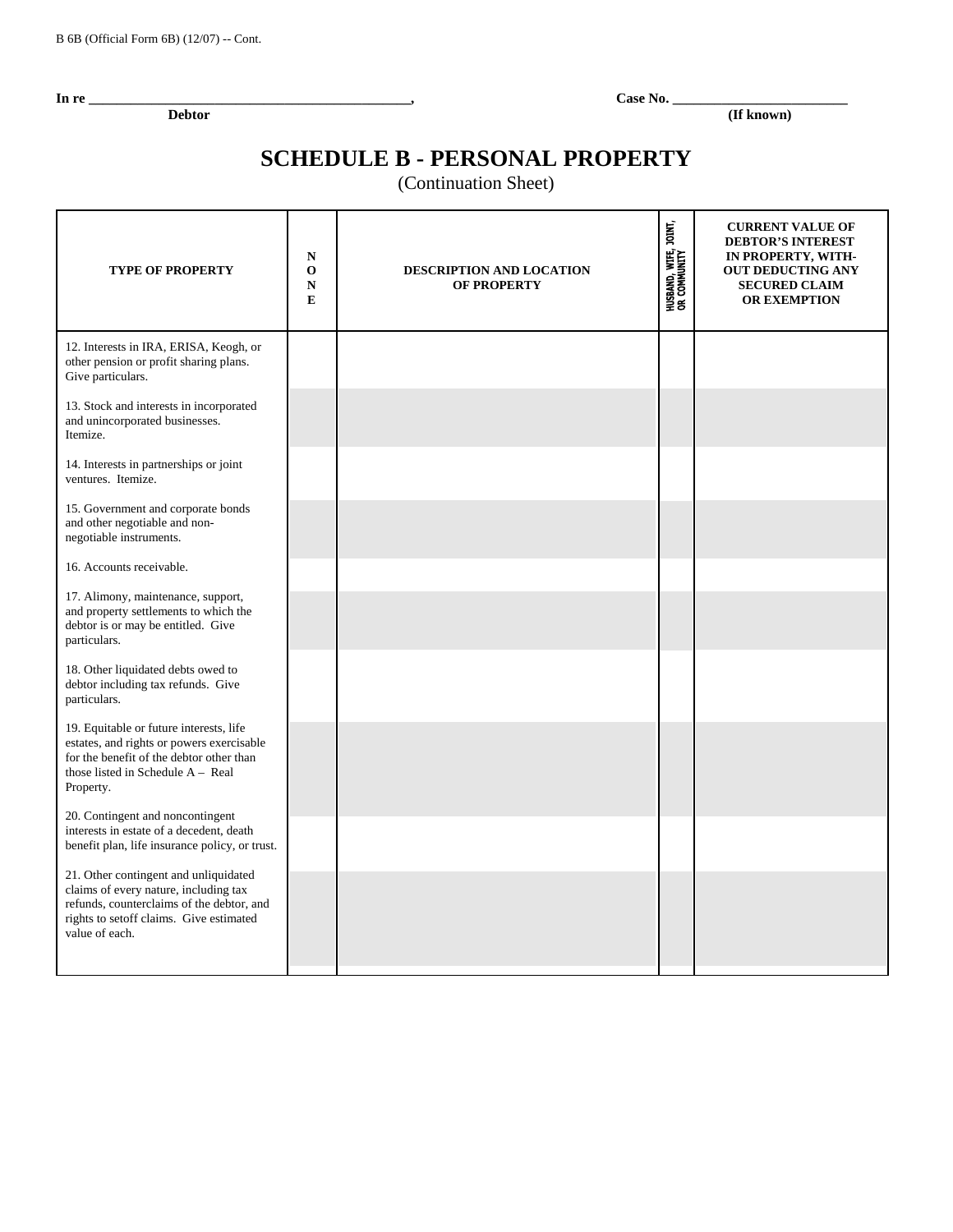B 6B (Official Form 6B) (12/07) -- Cont.

**In re \_\_\_\_\_\_\_\_\_\_\_\_\_\_\_\_\_\_\_\_\_\_\_\_\_\_\_\_\_\_\_\_\_\_\_\_\_\_\_\_\_\_\_\_\_\_,** **Case No. \_\_\_\_\_\_\_\_\_\_\_\_\_\_\_\_\_\_\_\_\_\_\_\_\_\_**
**Debtor** **(If known)**

# SCHEDULE B - PERSONAL PROPERTY

(Continuation Sheet)

| TYPE OF PROPERTY | NONE | DESCRIPTION AND LOCATION OF PROPERTY | HUSBAND, WIFE, JOINT, OR COMMUNITY | CURRENT VALUE OF DEBTOR'S INTEREST IN PROPERTY, WITH-OUT DEDUCTING ANY SECURED CLAIM OR EXEMPTION |
|---|---|---|---|---|
| 12. Interests in IRA, ERISA, Keogh, or other pension or profit sharing plans. Give particulars. | | | | |
| 13. Stock and interests in incorporated and unincorporated businesses. Itemize. | | | | |
| 14. Interests in partnerships or joint ventures. Itemize. | | | | |
| 15. Government and corporate bonds and other negotiable and non-negotiable instruments. | | | | |
| 16. Accounts receivable. | | | | |
| 17. Alimony, maintenance, support, and property settlements to which the debtor is or may be entitled. Give particulars. | | | | |
| 18. Other liquidated debts owed to debtor including tax refunds. Give particulars. | | | | |
| 19. Equitable or future interests, life estates, and rights or powers exercisable for the benefit of the debtor other than those listed in Schedule A – Real Property. | | | | |
| 20. Contingent and noncontingent interests in estate of a decedent, death benefit plan, life insurance policy, or trust. | | | | |
| 21. Other contingent and unliquidated claims of every nature, including tax refunds, counterclaims of the debtor, and rights to setoff claims. Give estimated value of each. | | | | |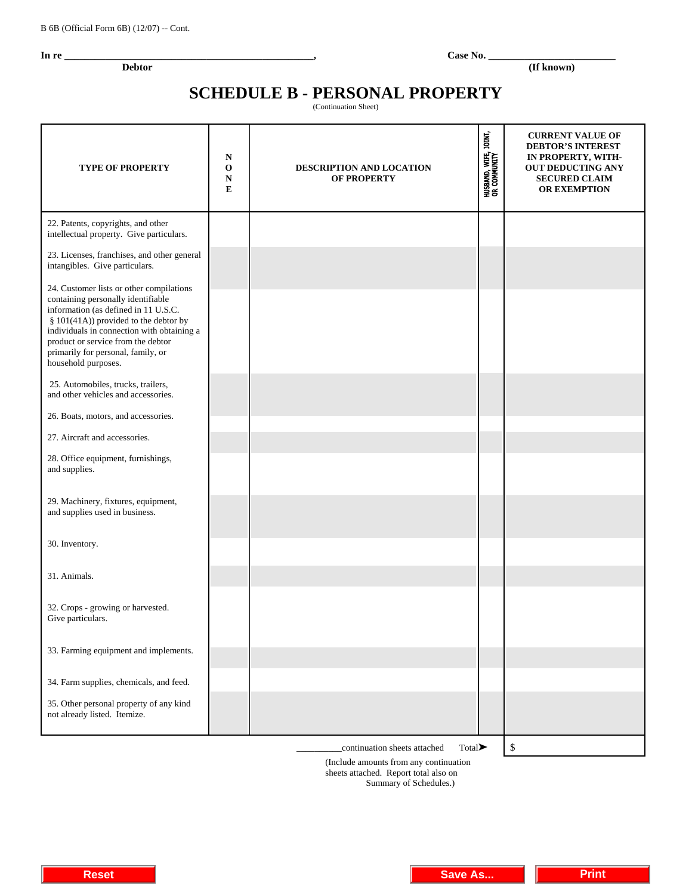B 6B (Official Form 6B) (12/07) -- Cont.

**In re** ________________________________________________, **Case No.** ________________________

**Debtor** **(If known)**

# SCHEDULE B - PERSONAL PROPERTY

(Continuation Sheet)

| TYPE OF PROPERTY | N O N E | DESCRIPTION AND LOCATION OF PROPERTY | HUSBAND, WIFE, JOINT, OR COMMUNITY | CURRENT VALUE OF DEBTOR'S INTEREST IN PROPERTY, WITH-OUT DEDUCTING ANY SECURED CLAIM OR EXEMPTION |
|---|---|---|---|---|
| 22. Patents, copyrights, and other intellectual property. Give particulars. | | | | |
| 23. Licenses, franchises, and other general intangibles. Give particulars. | | | | |
| 24. Customer lists or other compilations containing personally identifiable information (as defined in 11 U.S.C. § 101(41A)) provided to the debtor by individuals in connection with obtaining a product or service from the debtor primarily for personal, family, or household purposes. | | | | |
| 25. Automobiles, trucks, trailers, and other vehicles and accessories. | | | | |
| 26. Boats, motors, and accessories. | | | | |
| 27. Aircraft and accessories. | | | | |
| 28. Office equipment, furnishings, and supplies. | | | | |
| 29. Machinery, fixtures, equipment, and supplies used in business. | | | | |
| 30. Inventory. | | | | |
| 31. Animals. | | | | |
| 32. Crops - growing or harvested. Give particulars. | | | | |
| 33. Farming equipment and implements. | | | | |
| 34. Farm supplies, chemicals, and feed. | | | | |
| 35. Other personal property of any kind not already listed. Itemize. | | | | |

__________continuation sheets attached Total➤ $

(Include amounts from any continuation sheets attached. Report total also on Summary of Schedules.)

Reset Save As... Print